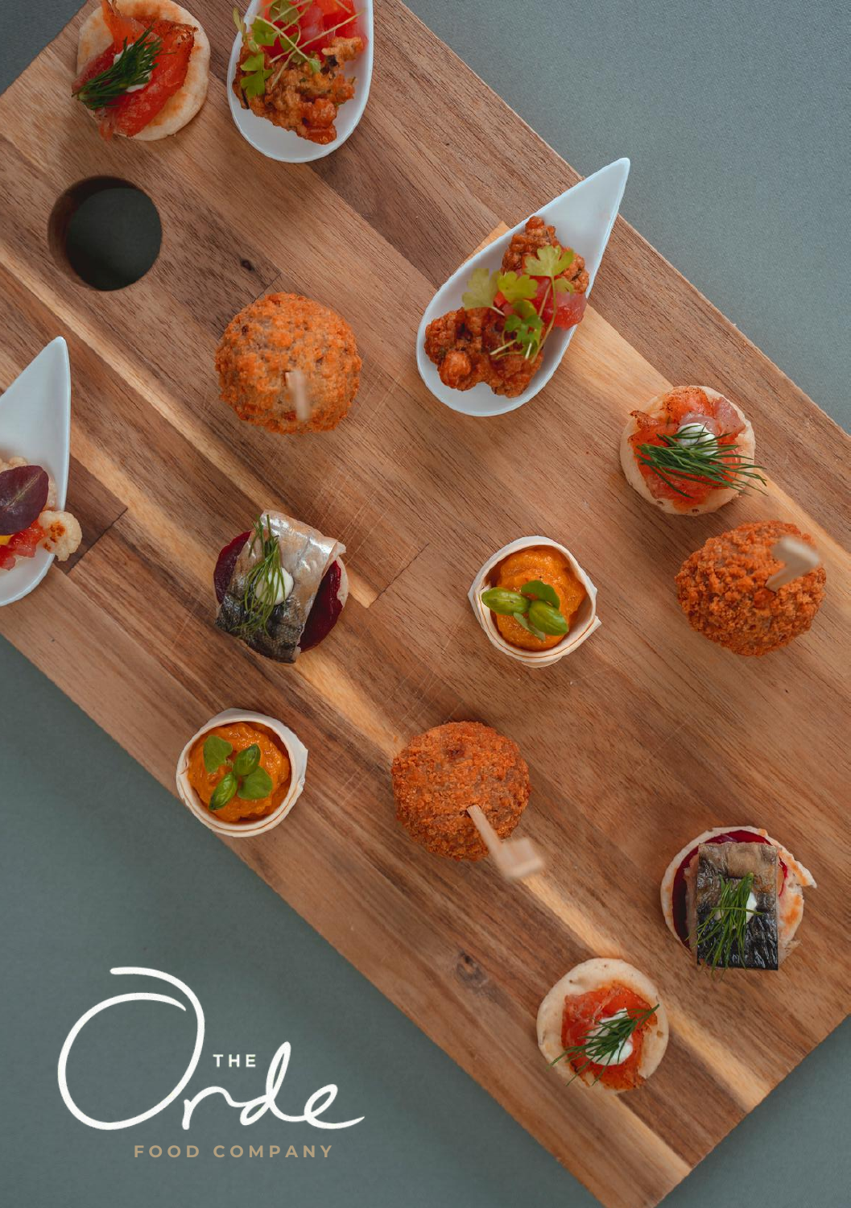THE Orde

FOOD COMPANY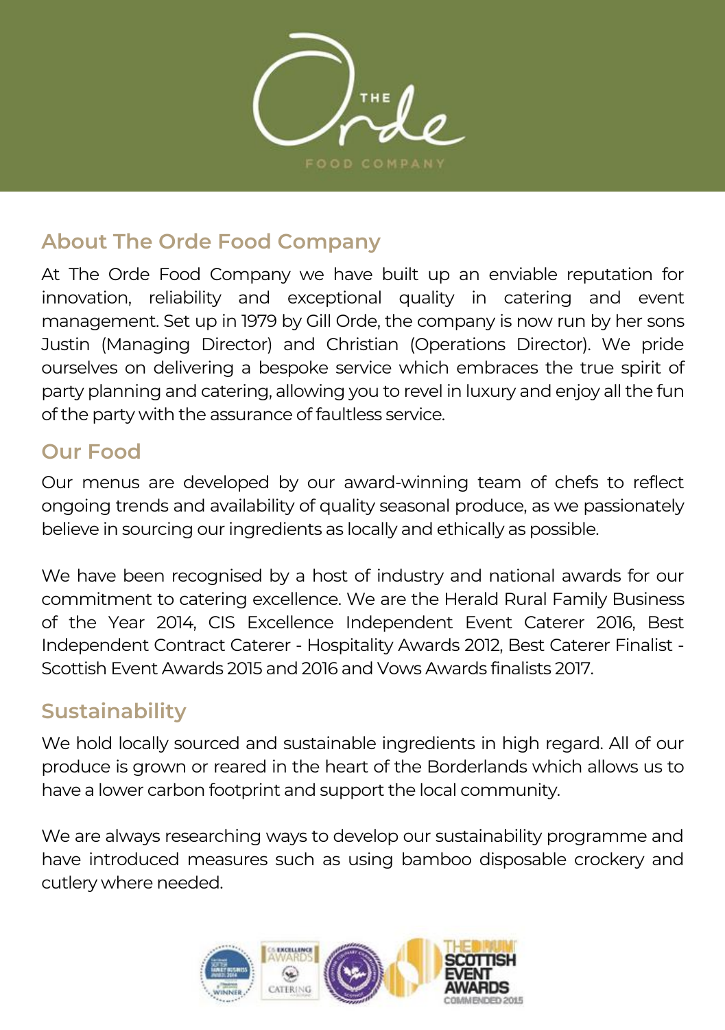## About The Orde Food Company

At The Orde Food Company we have built up an enviable reputation for innovation, reliability and exceptional quality in catering and event management. Set up in 1979 by Gill Orde, the company is now run by her sons Justin (Managing Director) and Christian (Operations Director). We pride ourselves on delivering a bespoke service which embraces the true spirit of party planning and catering, allowing you to revel in luxury and enjoy all the fun of the party with the assurance of faultless service.

## Our Food

Our menus are developed by our award-winning team of chefs to reflect ongoing trends and availability of quality seasonal produce, as we passionately believe in sourcing our ingredients as locally and ethically as possible.

We have been recognised by a host of industry and national awards for our commitment to catering excellence. We are the Herald Rural Family Business of the Year 2014, CIS Excellence Independent Event Caterer 2016, Best Independent Contract Caterer - Hospitality Awards 2012, Best Caterer Finalist - Scottish Event Awards 2015 and 2016 and Vows Awards finalists 2017.

## Sustainability

We hold locally sourced and sustainable ingredients in high regard. All of our produce is grown or reared in the heart of the Borderlands which allows us to have a lower carbon footprint and support the local community.

We are always researching ways to develop our sustainability programme and have introduced measures such as using bamboo disposable crockery and cutlery where needed.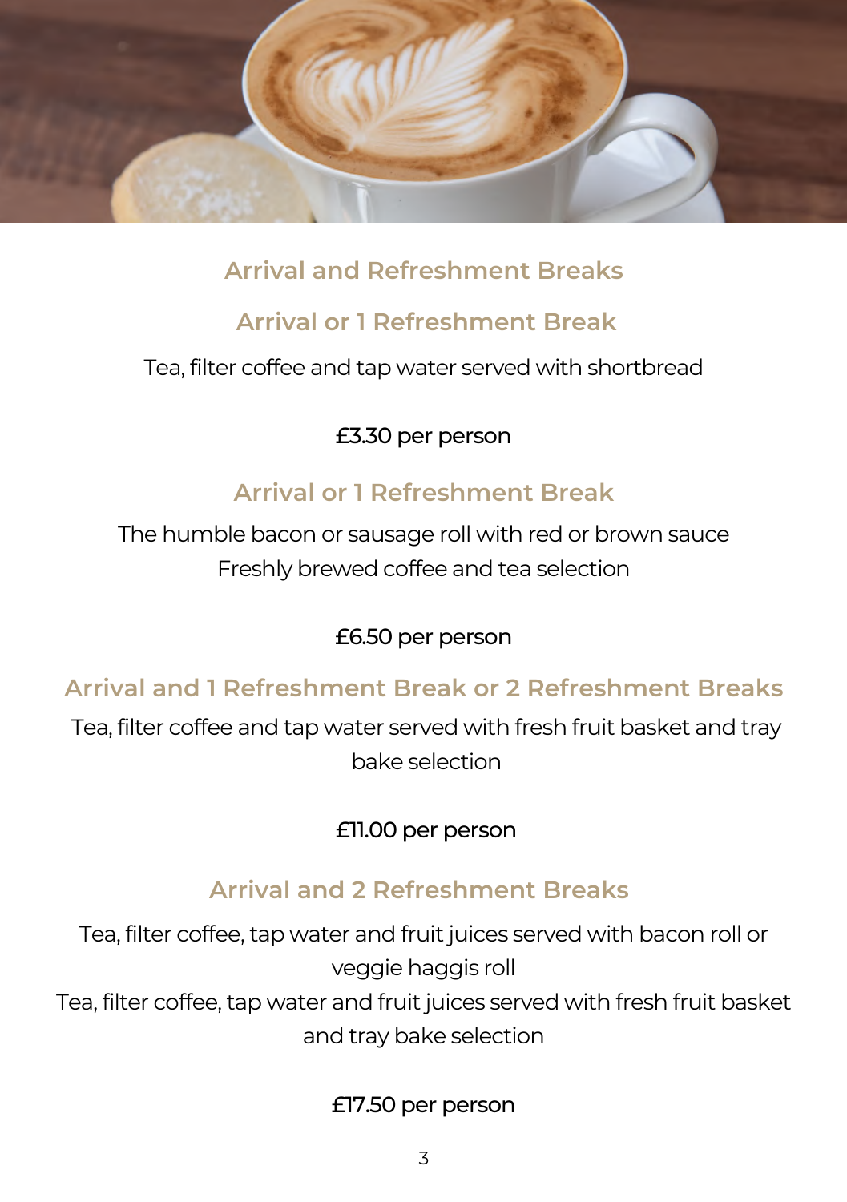## Arrival and Refreshment Breaks

### Arrival or 1 Refreshment Break

Tea, filter coffee and tap water served with shortbread

£3.30 per person

### Arrival or 1 Refreshment Break

The humble bacon or sausage roll with red or brown sauce
Freshly brewed coffee and tea selection

£6.50 per person

### Arrival and 1 Refreshment Break or 2 Refreshment Breaks

Tea, filter coffee and tap water served with fresh fruit basket and tray bake selection

£11.00 per person

### Arrival and 2 Refreshment Breaks

Tea, filter coffee, tap water and fruit juices served with bacon roll or veggie haggis roll
Tea, filter coffee, tap water and fruit juices served with fresh fruit basket and tray bake selection

£17.50 per person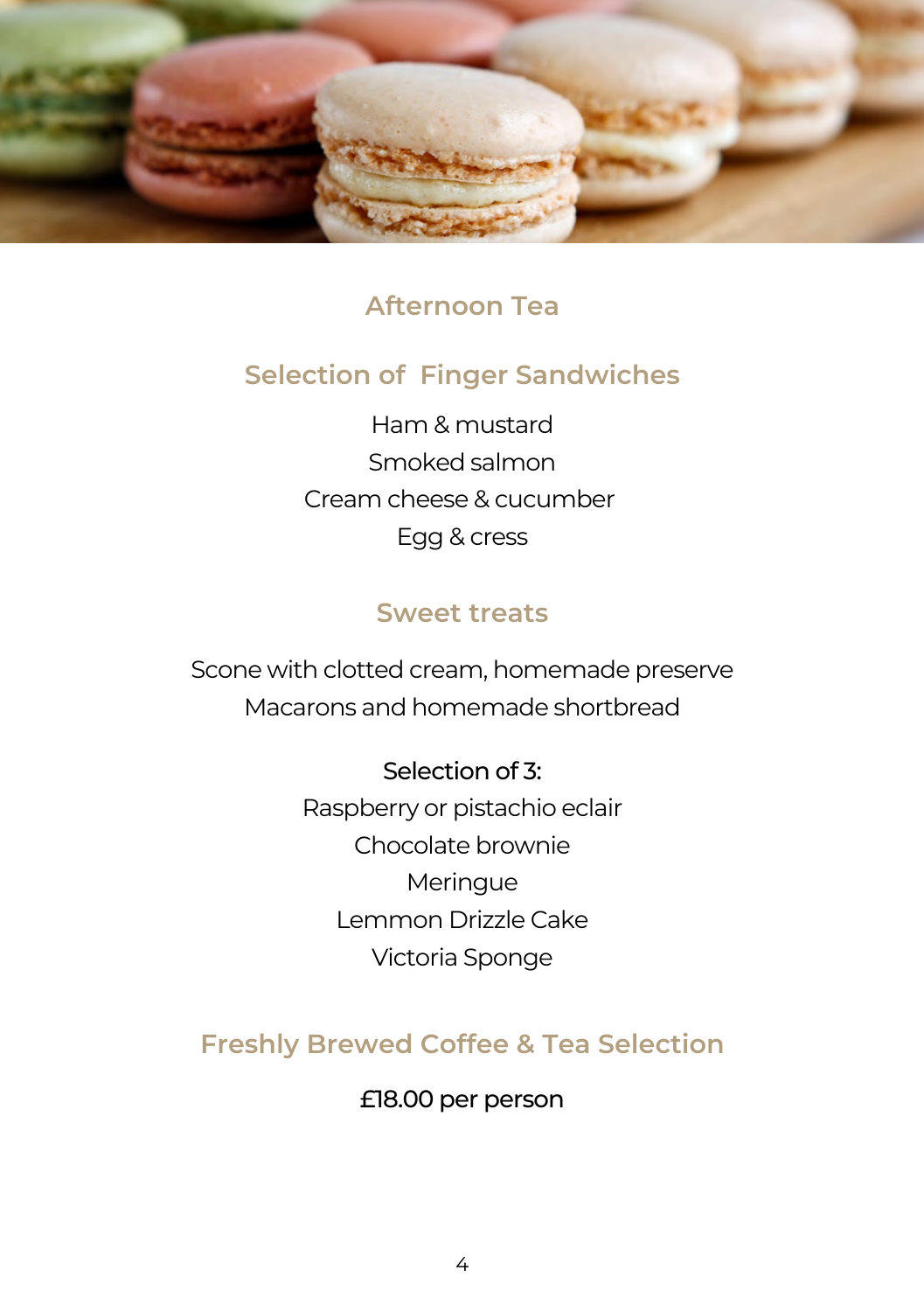# Afternoon Tea

## Selection of Finger Sandwiches

Ham & mustard
Smoked salmon
Cream cheese & cucumber
Egg & cress

## Sweet treats

Scone with clotted cream, homemade preserve
Macarons and homemade shortbread

Selection of 3:
Raspberry or pistachio eclair
Chocolate brownie
Meringue
Lemmon Drizzle Cake
Victoria Sponge

## Freshly Brewed Coffee & Tea Selection

£18.00 per person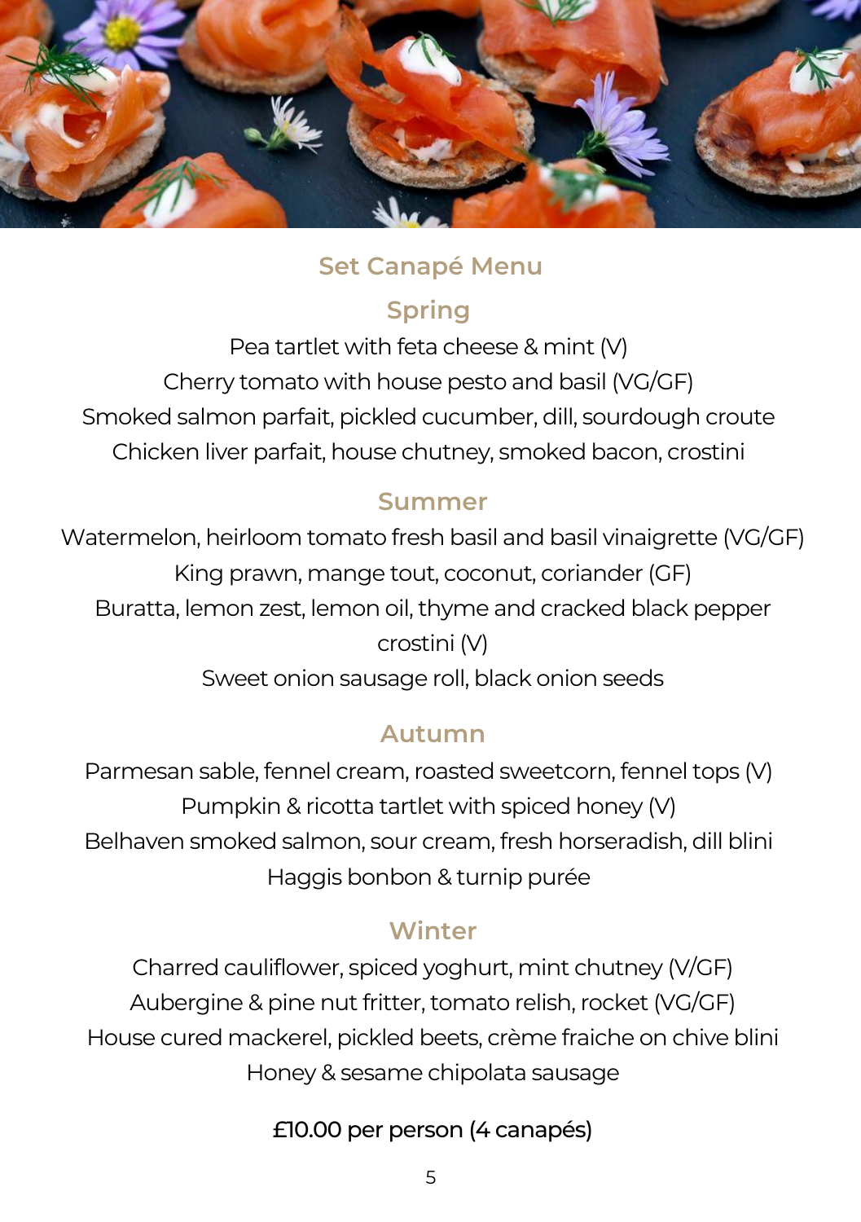## Set Canapé Menu

### Spring

Pea tartlet with feta cheese & mint (V)
Cherry tomato with house pesto and basil (VG/GF)
Smoked salmon parfait, pickled cucumber, dill, sourdough croute
Chicken liver parfait, house chutney, smoked bacon, crostini

### Summer

Watermelon, heirloom tomato fresh basil and basil vinaigrette (VG/GF)
King prawn, mange tout, coconut, coriander (GF)
Buratta, lemon zest, lemon oil, thyme and cracked black pepper crostini (V)
Sweet onion sausage roll, black onion seeds

### Autumn

Parmesan sable, fennel cream, roasted sweetcorn, fennel tops (V)
Pumpkin & ricotta tartlet with spiced honey (V)
Belhaven smoked salmon, sour cream, fresh horseradish, dill blini
Haggis bonbon & turnip purée

### Winter

Charred cauliflower, spiced yoghurt, mint chutney (V/GF)
Aubergine & pine nut fritter, tomato relish, rocket (VG/GF)
House cured mackerel, pickled beets, crème fraiche on chive blini
Honey & sesame chipolata sausage

£10.00 per person (4 canapés)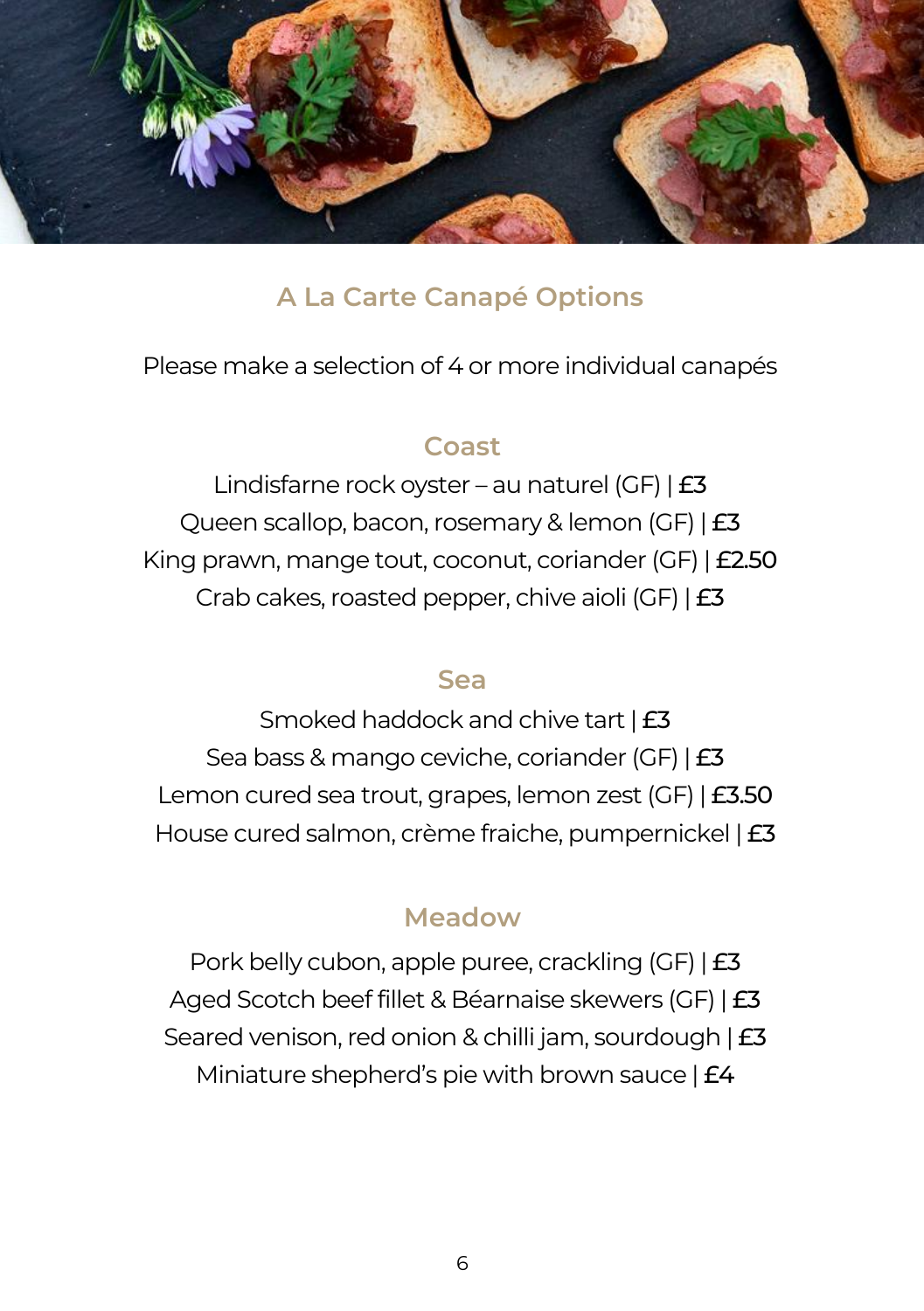## A La Carte Canapé Options

Please make a selection of 4 or more individual canapés

### Coast

Lindisfarne rock oyster – au naturel (GF) | £3
Queen scallop, bacon, rosemary & lemon (GF) | £3
King prawn, mange tout, coconut, coriander (GF) | £2.50
Crab cakes, roasted pepper, chive aioli (GF) | £3

### Sea

Smoked haddock and chive tart | £3
Sea bass & mango ceviche, coriander (GF) | £3
Lemon cured sea trout, grapes, lemon zest (GF) | £3.50
House cured salmon, crème fraiche, pumpernickel | £3

### Meadow

Pork belly cubon, apple puree, crackling (GF) | £3
Aged Scotch beef fillet & Béarnaise skewers (GF) | £3
Seared venison, red onion & chilli jam, sourdough | £3
Miniature shepherd's pie with brown sauce | £4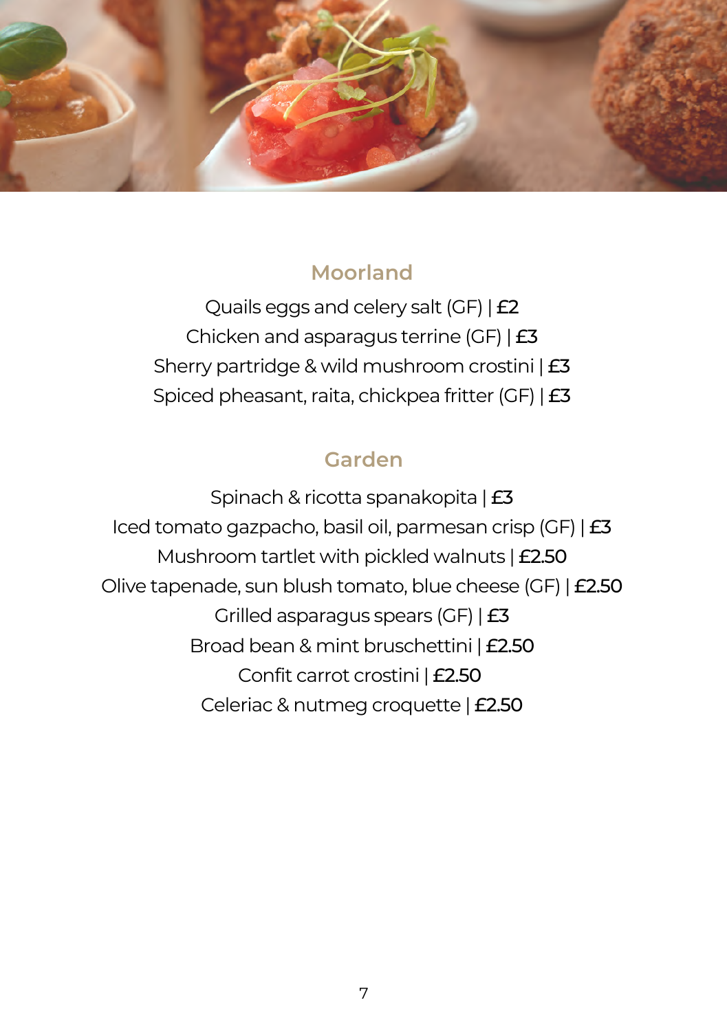## Moorland

Quails eggs and celery salt (GF) | **£2**

Chicken and asparagus terrine (GF) | **£3**

Sherry partridge & wild mushroom crostini | **£3**

Spiced pheasant, raita, chickpea fritter (GF) | **£3**

## Garden

Spinach & ricotta spanakopita | **£3**

Iced tomato gazpacho, basil oil, parmesan crisp (GF) | **£3**

Mushroom tartlet with pickled walnuts | **£2.50**

Olive tapenade, sun blush tomato, blue cheese (GF) | **£2.50**

Grilled asparagus spears (GF) | **£3**

Broad bean & mint bruschettini | **£2.50**

Confit carrot crostini | **£2.50**

Celeriac & nutmeg croquette | **£2.50**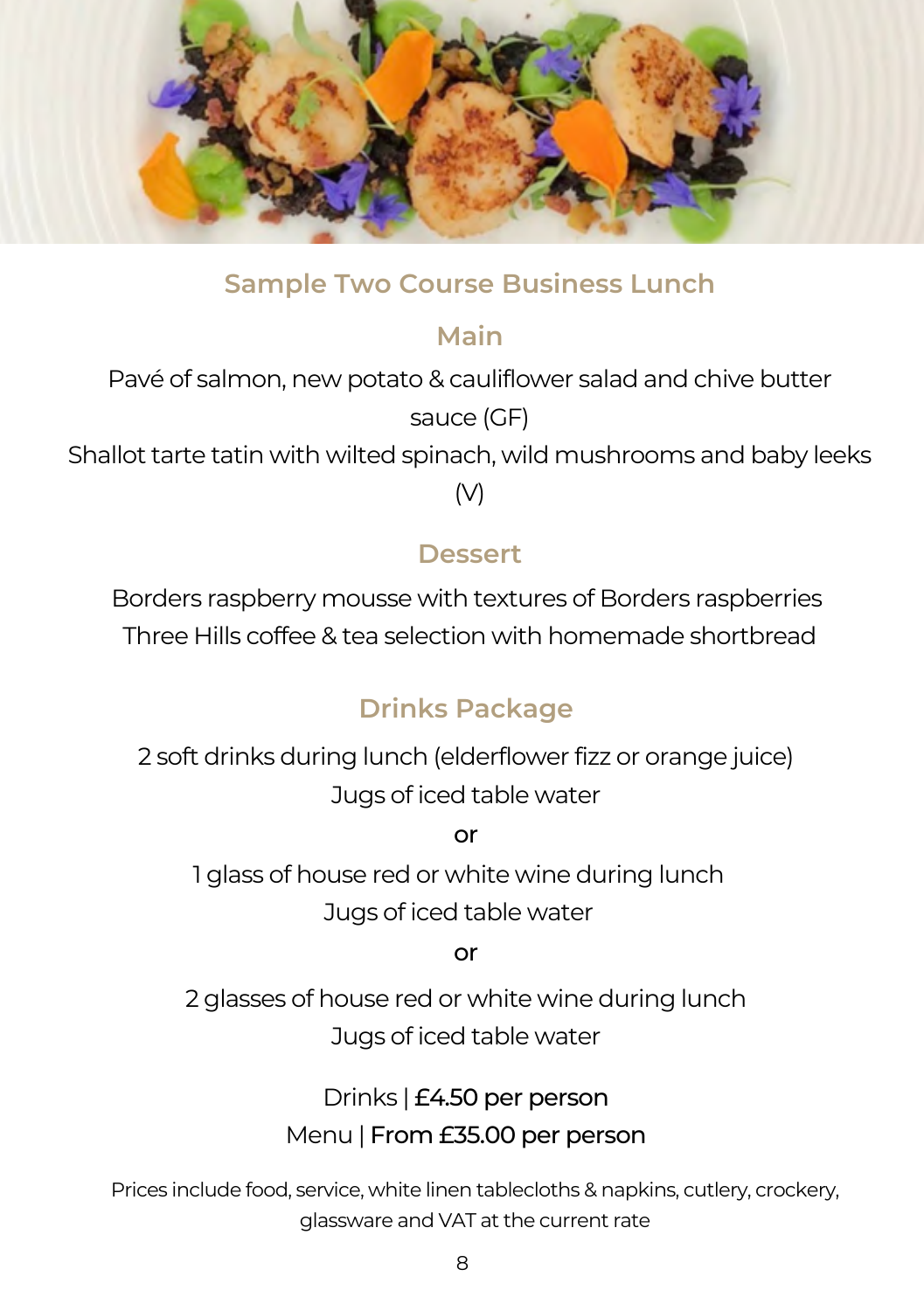## Sample Two Course Business Lunch

### Main

Pavé of salmon, new potato & cauliflower salad and chive butter sauce (GF)

Shallot tarte tatin with wilted spinach, wild mushrooms and baby leeks (V)

### Dessert

Borders raspberry mousse with textures of Borders raspberries

Three Hills coffee & tea selection with homemade shortbread

### Drinks Package

2 soft drinks during lunch (elderflower fizz or orange juice)
Jugs of iced table water

or

1 glass of house red or white wine during lunch
Jugs of iced table water

or

2 glasses of house red or white wine during lunch
Jugs of iced table water

Drinks | **£4.50 per person**
Menu | **From £35.00 per person**

Prices include food, service, white linen tablecloths & napkins, cutlery, crockery, glassware and VAT at the current rate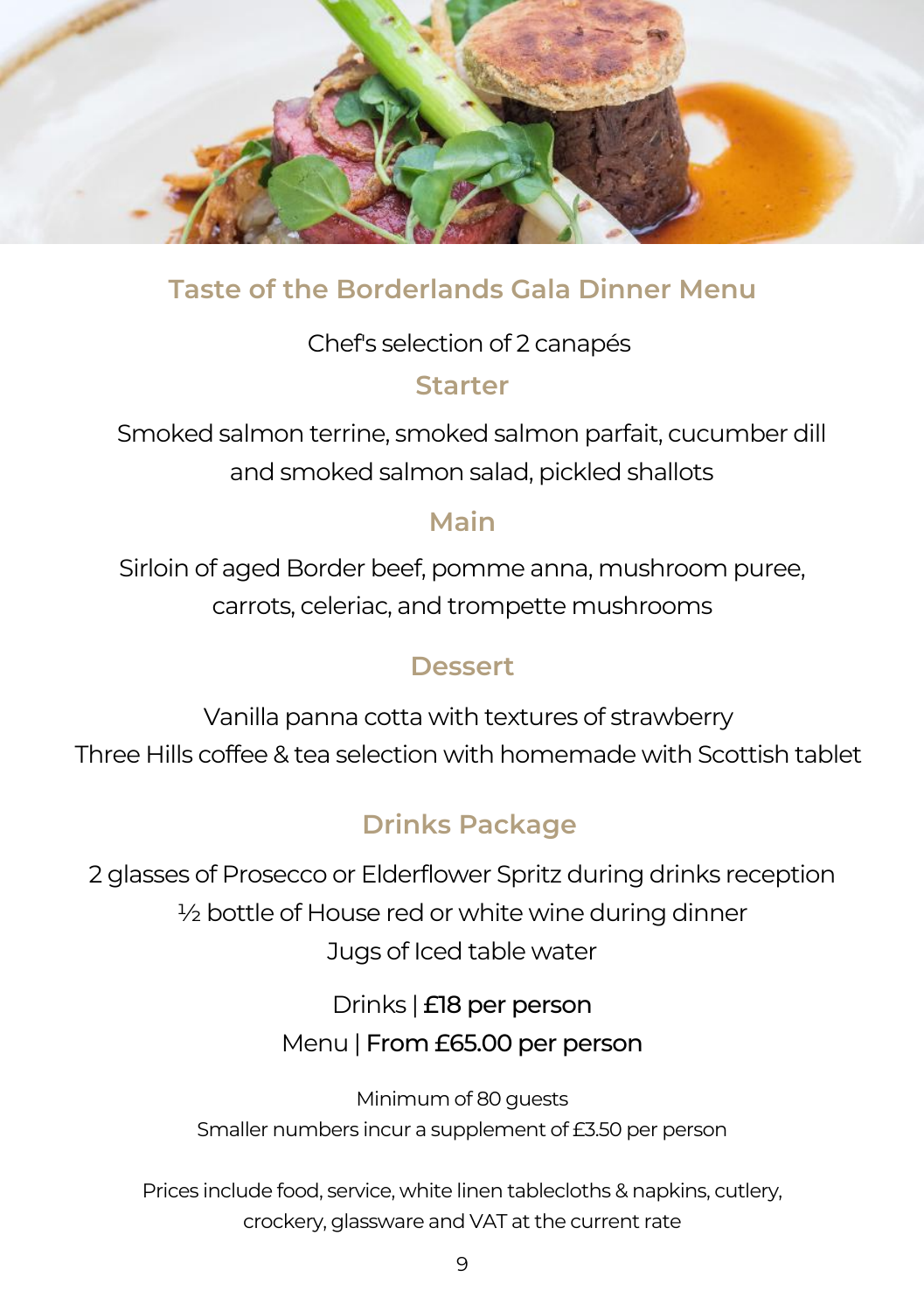## Taste of the Borderlands Gala Dinner Menu

Chef's selection of 2 canapés

### Starter

Smoked salmon terrine, smoked salmon parfait, cucumber dill and smoked salmon salad, pickled shallots

### Main

Sirloin of aged Border beef, pomme anna, mushroom puree, carrots, celeriac, and trompette mushrooms

### Dessert

Vanilla panna cotta with textures of strawberry
Three Hills coffee & tea selection with homemade with Scottish tablet

### Drinks Package

2 glasses of Prosecco or Elderflower Spritz during drinks reception
½ bottle of House red or white wine during dinner
Jugs of Iced table water

Drinks | **£18 per person**
Menu | **From £65.00 per person**

Minimum of 80 guests
Smaller numbers incur a supplement of £3.50 per person

Prices include food, service, white linen tablecloths & napkins, cutlery, crockery, glassware and VAT at the current rate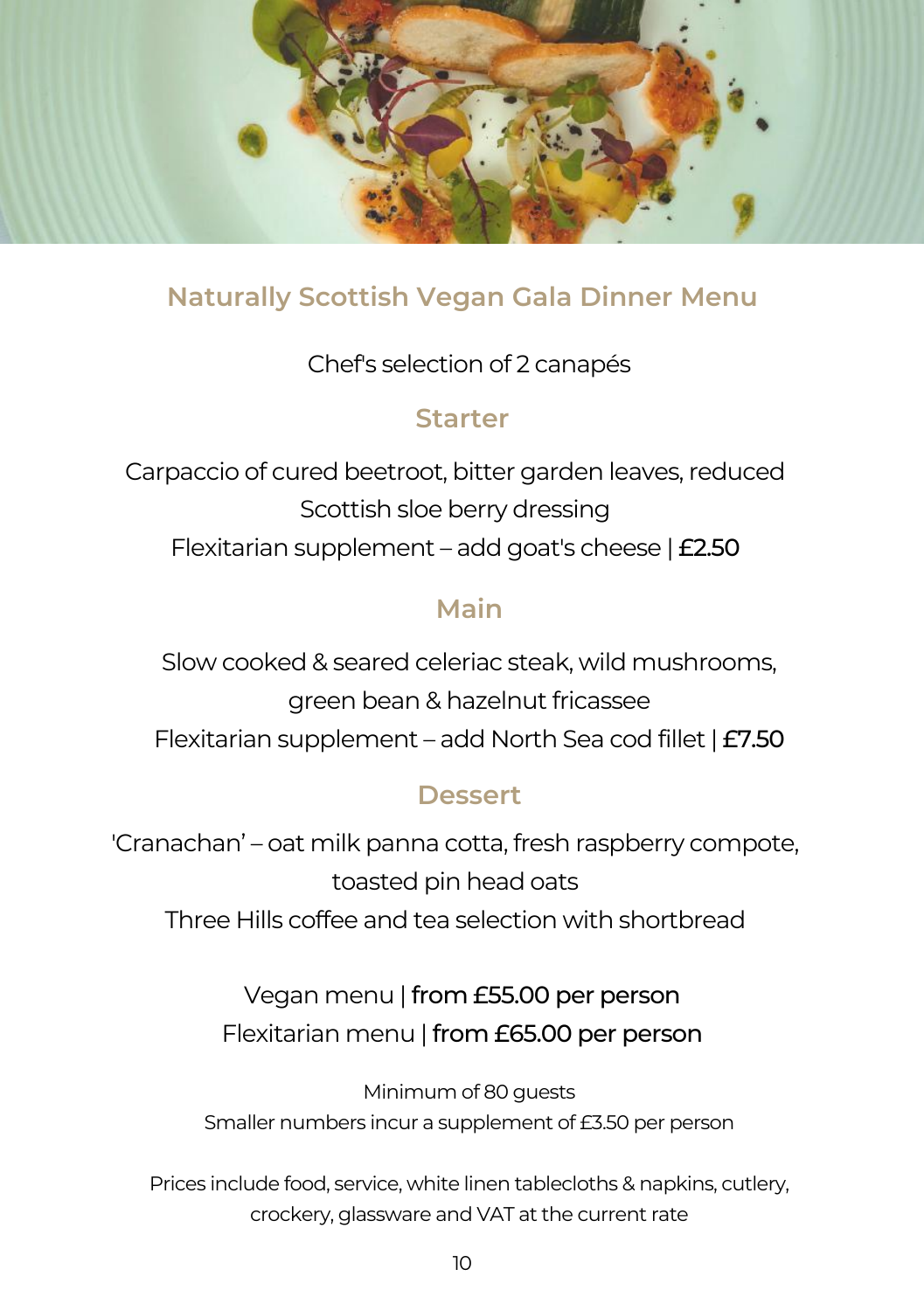## Naturally Scottish Vegan Gala Dinner Menu

Chef's selection of 2 canapés

### Starter

Carpaccio of cured beetroot, bitter garden leaves, reduced Scottish sloe berry dressing

Flexitarian supplement – add goat's cheese | **£2.50**

### Main

Slow cooked & seared celeriac steak, wild mushrooms, green bean & hazelnut fricassee

Flexitarian supplement – add North Sea cod fillet | **£7.50**

### Dessert

'Cranachan' – oat milk panna cotta, fresh raspberry compote, toasted pin head oats

Three Hills coffee and tea selection with shortbread

Vegan menu | **from £55.00 per person**

Flexitarian menu | **from £65.00 per person**

Minimum of 80 guests

Smaller numbers incur a supplement of £3.50 per person

Prices include food, service, white linen tablecloths & napkins, cutlery, crockery, glassware and VAT at the current rate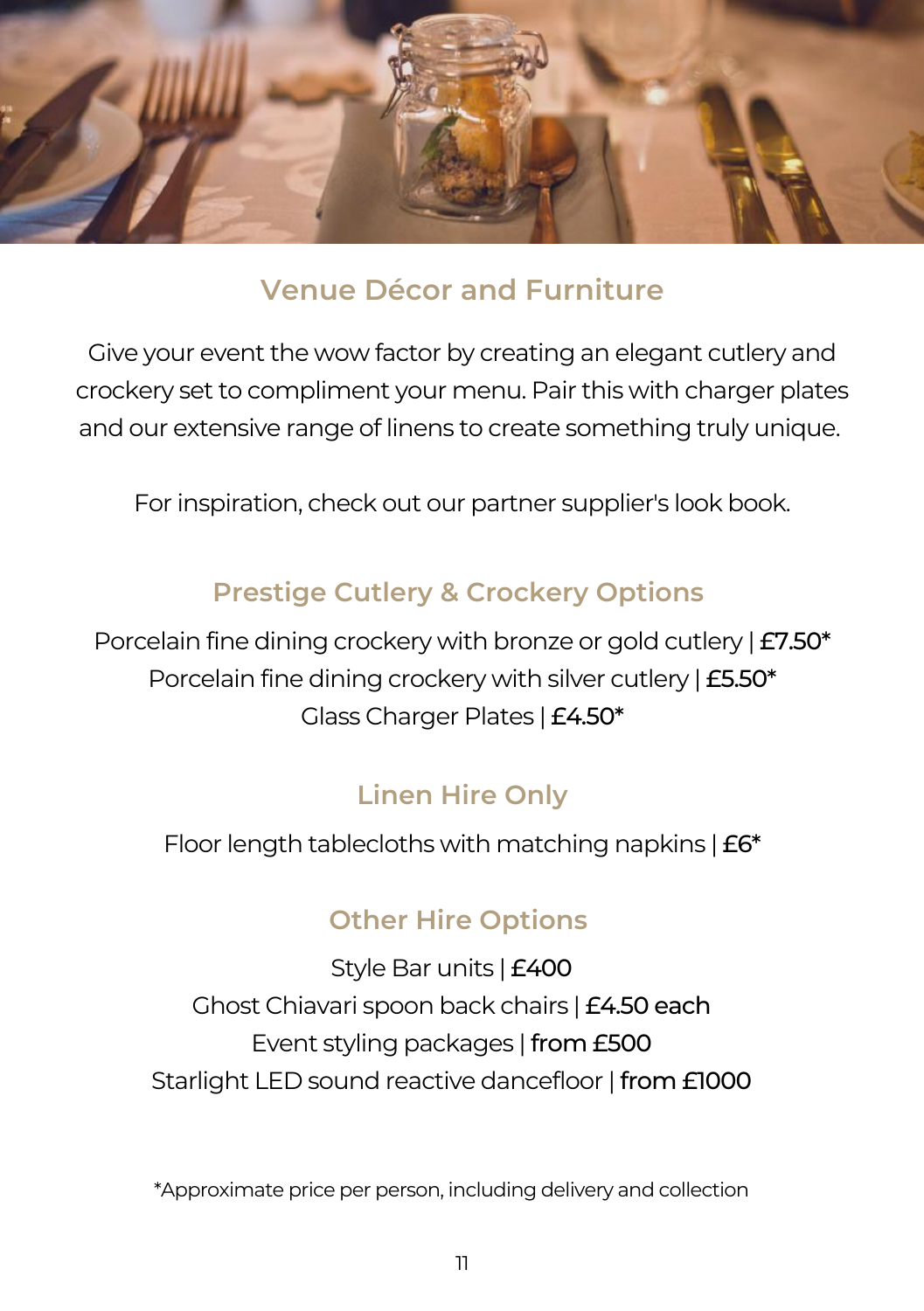## Venue Décor and Furniture

Give your event the wow factor by creating an elegant cutlery and crockery set to compliment your menu. Pair this with charger plates and our extensive range of linens to create something truly unique.

For inspiration, check out our partner supplier's look book.

### Prestige Cutlery & Crockery Options

Porcelain fine dining crockery with bronze or gold cutlery | **£7.50***
Porcelain fine dining crockery with silver cutlery | **£5.50***
Glass Charger Plates | **£4.50***

### Linen Hire Only

Floor length tablecloths with matching napkins | **£6***

### Other Hire Options

Style Bar units | **£400**
Ghost Chiavari spoon back chairs | **£4.50 each**
Event styling packages | **from £500**
Starlight LED sound reactive dancefloor | **from £1000**

*Approximate price per person, including delivery and collection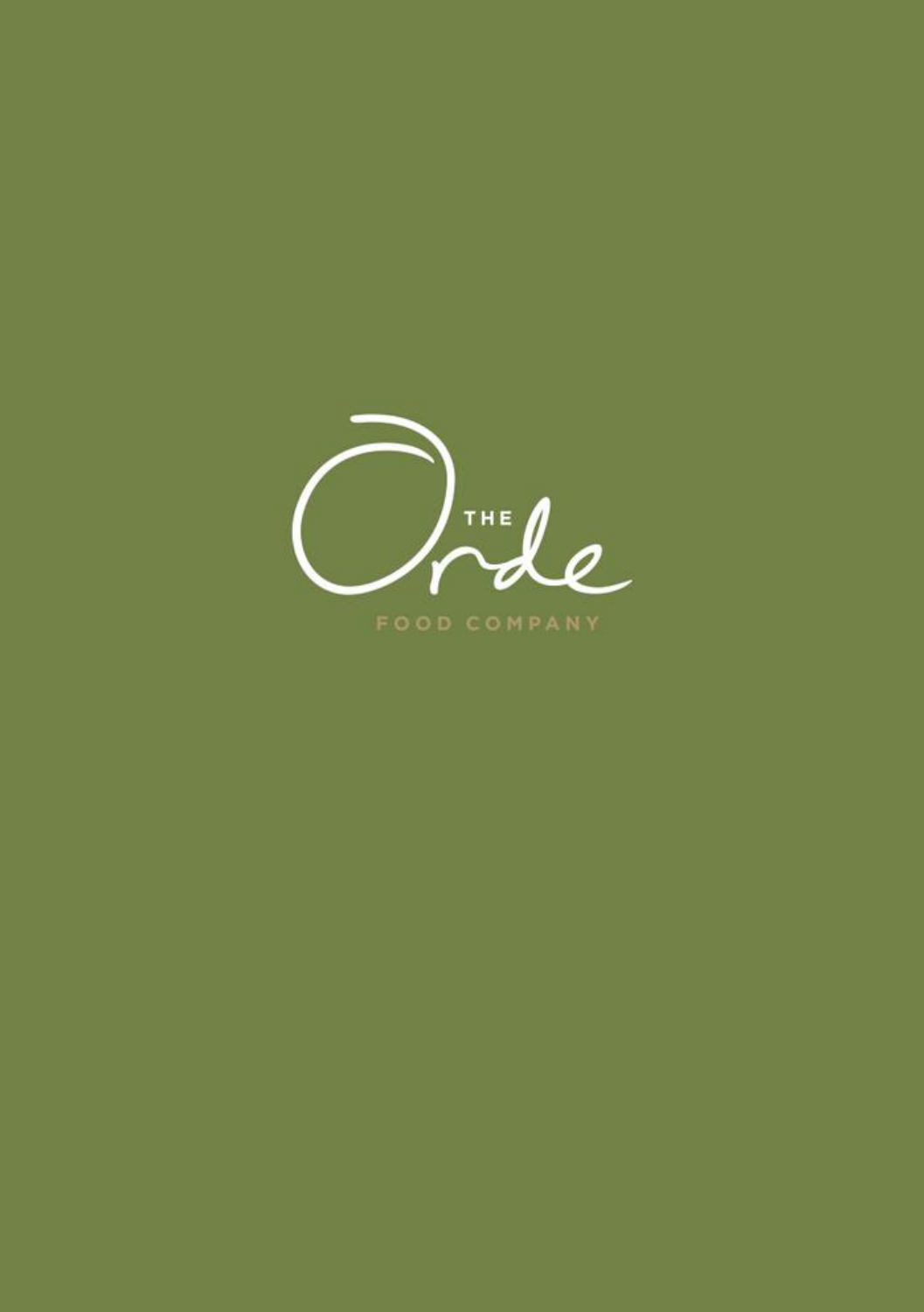THE Orde

FOOD COMPANY